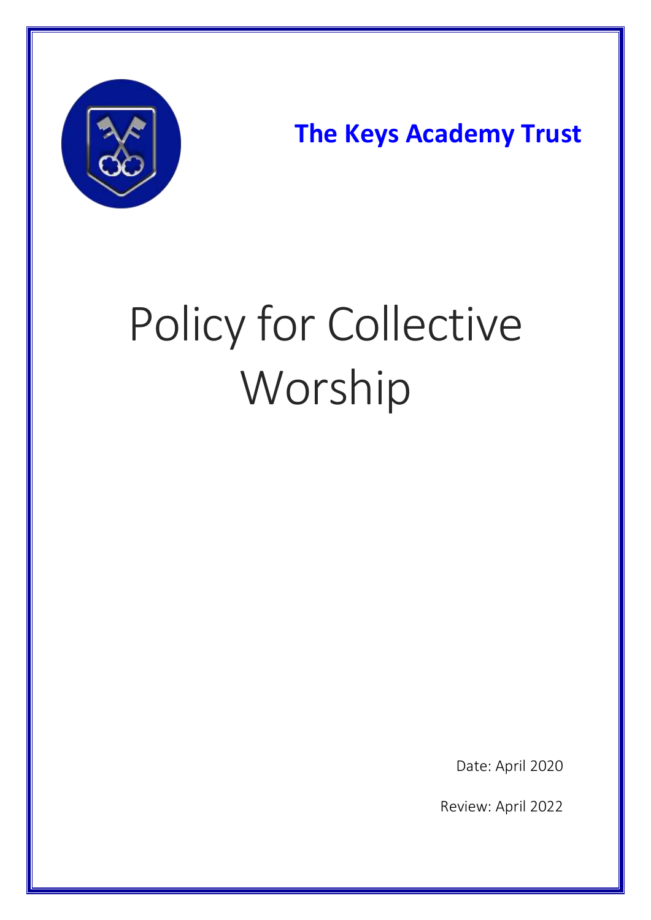**The Keys Academy Trust**

# Policy for Collective Worship

Date: April 2020

Review: April 2022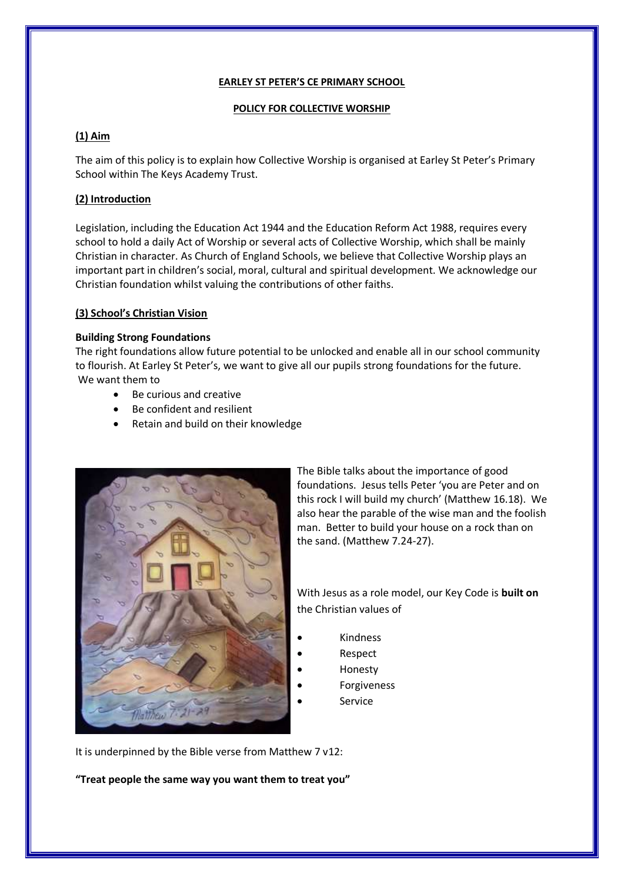**EARLEY ST PETER'S CE PRIMARY SCHOOL**

**POLICY FOR COLLECTIVE WORSHIP**

## (1) Aim

The aim of this policy is to explain how Collective Worship is organised at Earley St Peter's Primary School within The Keys Academy Trust.

## (2) Introduction

Legislation, including the Education Act 1944 and the Education Reform Act 1988, requires every school to hold a daily Act of Worship or several acts of Collective Worship, which shall be mainly Christian in character. As Church of England Schools, we believe that Collective Worship plays an important part in children's social, moral, cultural and spiritual development. We acknowledge our Christian foundation whilst valuing the contributions of other faiths.

## (3) School's Christian Vision

### Building Strong Foundations

The right foundations allow future potential to be unlocked and enable all in our school community to flourish. At Earley St Peter's, we want to give all our pupils strong foundations for the future. We want them to

- Be curious and creative
- Be confident and resilient
- Retain and build on their knowledge

The Bible talks about the importance of good foundations. Jesus tells Peter 'you are Peter and on this rock I will build my church' (Matthew 16.18). We also hear the parable of the wise man and the foolish man. Better to build your house on a rock than on the sand. (Matthew 7.24-27).

With Jesus as a role model, our Key Code is **built on** the Christian values of

- Kindness
- Respect
- Honesty
- Forgiveness
- Service

It is underpinned by the Bible verse from Matthew 7 v12:

**"Treat people the same way you want them to treat you"**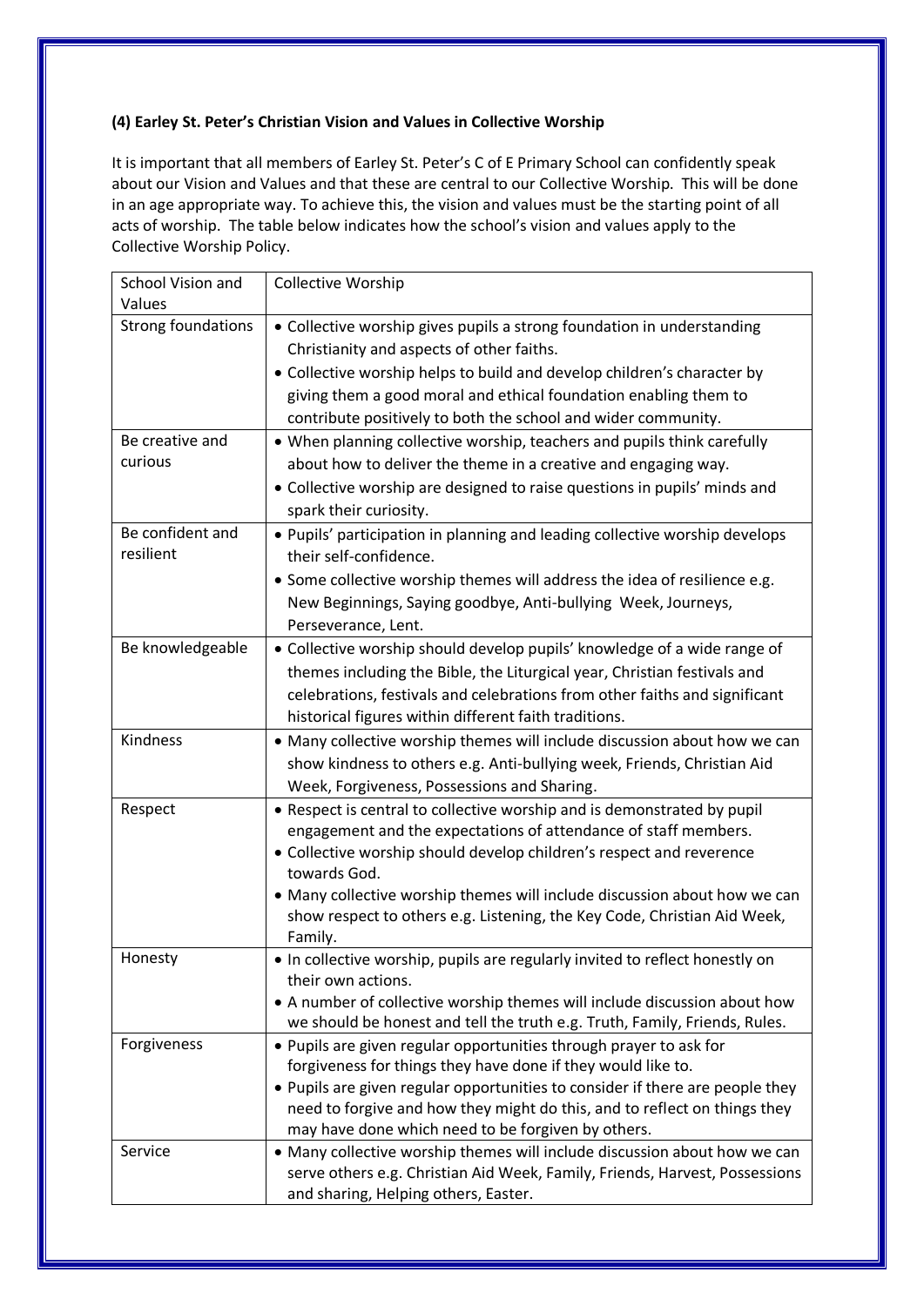**(4) Earley St. Peter's Christian Vision and Values in Collective Worship**

It is important that all members of Earley St. Peter's C of E Primary School can confidently speak about our Vision and Values and that these are central to our Collective Worship. This will be done in an age appropriate way. To achieve this, the vision and values must be the starting point of all acts of worship. The table below indicates how the school's vision and values apply to the Collective Worship Policy.

| School Vision and Values | Collective Worship |
|---|---|
| Strong foundations | • Collective worship gives pupils a strong foundation in understanding Christianity and aspects of other faiths.<br>• Collective worship helps to build and develop children's character by giving them a good moral and ethical foundation enabling them to contribute positively to both the school and wider community. |
| Be creative and curious | • When planning collective worship, teachers and pupils think carefully about how to deliver the theme in a creative and engaging way.<br>• Collective worship are designed to raise questions in pupils' minds and spark their curiosity. |
| Be confident and resilient | • Pupils' participation in planning and leading collective worship develops their self-confidence.<br>• Some collective worship themes will address the idea of resilience e.g. New Beginnings, Saying goodbye, Anti-bullying Week, Journeys, Perseverance, Lent. |
| Be knowledgeable | • Collective worship should develop pupils' knowledge of a wide range of themes including the Bible, the Liturgical year, Christian festivals and celebrations, festivals and celebrations from other faiths and significant historical figures within different faith traditions. |
| Kindness | • Many collective worship themes will include discussion about how we can show kindness to others e.g. Anti-bullying week, Friends, Christian Aid Week, Forgiveness, Possessions and Sharing. |
| Respect | • Respect is central to collective worship and is demonstrated by pupil engagement and the expectations of attendance of staff members.<br>• Collective worship should develop children's respect and reverence towards God.<br>• Many collective worship themes will include discussion about how we can show respect to others e.g. Listening, the Key Code, Christian Aid Week, Family. |
| Honesty | • In collective worship, pupils are regularly invited to reflect honestly on their own actions.<br>• A number of collective worship themes will include discussion about how we should be honest and tell the truth e.g. Truth, Family, Friends, Rules. |
| Forgiveness | • Pupils are given regular opportunities through prayer to ask for forgiveness for things they have done if they would like to.<br>• Pupils are given regular opportunities to consider if there are people they need to forgive and how they might do this, and to reflect on things they may have done which need to be forgiven by others. |
| Service | • Many collective worship themes will include discussion about how we can serve others e.g. Christian Aid Week, Family, Friends, Harvest, Possessions and sharing, Helping others, Easter. |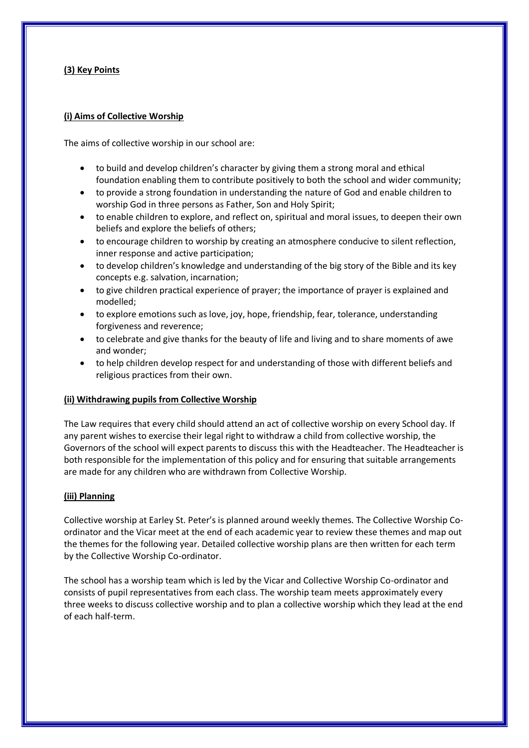## (3) Key Points

### (i) Aims of Collective Worship

The aims of collective worship in our school are:

- to build and develop children's character by giving them a strong moral and ethical foundation enabling them to contribute positively to both the school and wider community;
- to provide a strong foundation in understanding the nature of God and enable children to worship God in three persons as Father, Son and Holy Spirit;
- to enable children to explore, and reflect on, spiritual and moral issues, to deepen their own beliefs and explore the beliefs of others;
- to encourage children to worship by creating an atmosphere conducive to silent reflection, inner response and active participation;
- to develop children's knowledge and understanding of the big story of the Bible and its key concepts e.g. salvation, incarnation;
- to give children practical experience of prayer; the importance of prayer is explained and modelled;
- to explore emotions such as love, joy, hope, friendship, fear, tolerance, understanding forgiveness and reverence;
- to celebrate and give thanks for the beauty of life and living and to share moments of awe and wonder;
- to help children develop respect for and understanding of those with different beliefs and religious practices from their own.

### (ii) Withdrawing pupils from Collective Worship

The Law requires that every child should attend an act of collective worship on every School day. If any parent wishes to exercise their legal right to withdraw a child from collective worship, the Governors of the school will expect parents to discuss this with the Headteacher. The Headteacher is both responsible for the implementation of this policy and for ensuring that suitable arrangements are made for any children who are withdrawn from Collective Worship.

### (iii) Planning

Collective worship at Earley St. Peter's is planned around weekly themes. The Collective Worship Co-ordinator and the Vicar meet at the end of each academic year to review these themes and map out the themes for the following year. Detailed collective worship plans are then written for each term by the Collective Worship Co-ordinator.

The school has a worship team which is led by the Vicar and Collective Worship Co-ordinator and consists of pupil representatives from each class. The worship team meets approximately every three weeks to discuss collective worship and to plan a collective worship which they lead at the end of each half-term.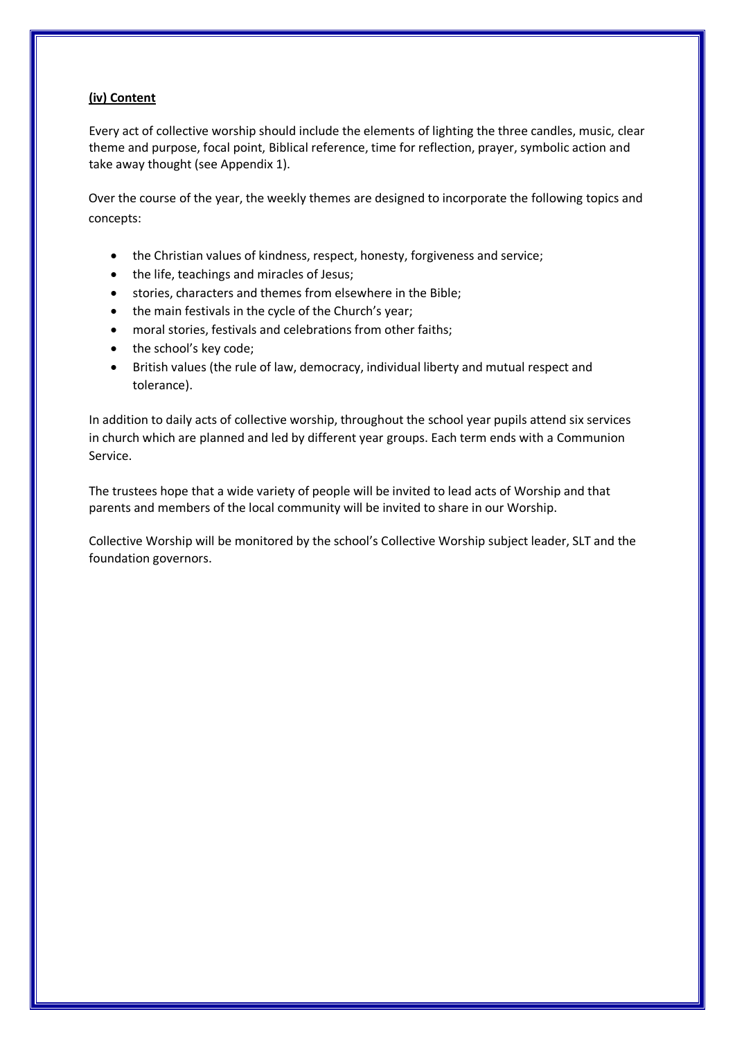**(iv) Content**

Every act of collective worship should include the elements of lighting the three candles, music, clear theme and purpose, focal point, Biblical reference, time for reflection, prayer, symbolic action and take away thought (see Appendix 1).

Over the course of the year, the weekly themes are designed to incorporate the following topics and concepts:

- the Christian values of kindness, respect, honesty, forgiveness and service;
- the life, teachings and miracles of Jesus;
- stories, characters and themes from elsewhere in the Bible;
- the main festivals in the cycle of the Church's year;
- moral stories, festivals and celebrations from other faiths;
- the school's key code;
- British values (the rule of law, democracy, individual liberty and mutual respect and tolerance).

In addition to daily acts of collective worship, throughout the school year pupils attend six services in church which are planned and led by different year groups. Each term ends with a Communion Service.

The trustees hope that a wide variety of people will be invited to lead acts of Worship and that parents and members of the local community will be invited to share in our Worship.

Collective Worship will be monitored by the school's Collective Worship subject leader, SLT and the foundation governors.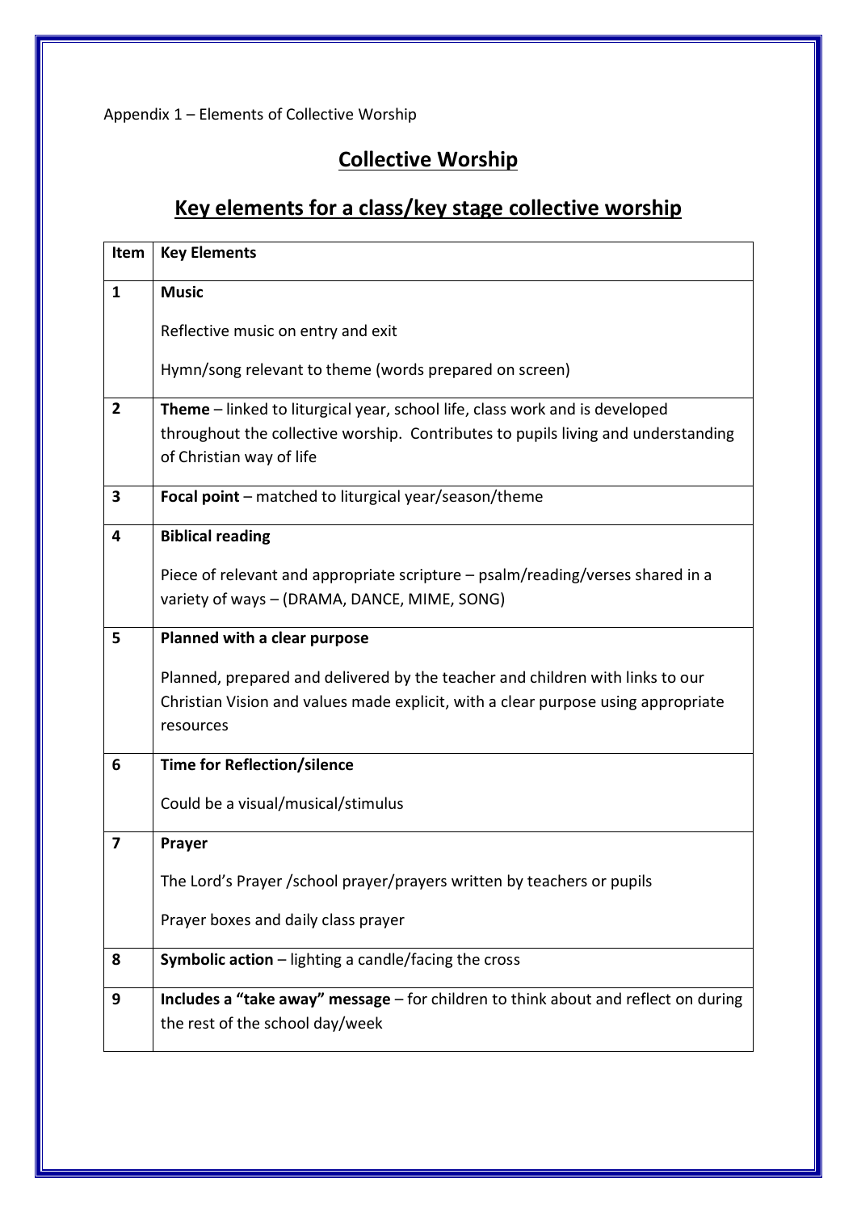Appendix 1 – Elements of Collective Worship

# Collective Worship

## Key elements for a class/key stage collective worship

| Item | Key Elements |
|---|---|
| 1 | **Music**<br><br>Reflective music on entry and exit<br><br>Hymn/song relevant to theme (words prepared on screen) |
| 2 | **Theme** – linked to liturgical year, school life, class work and is developed throughout the collective worship. Contributes to pupils living and understanding of Christian way of life |
| 3 | **Focal point** – matched to liturgical year/season/theme |
| 4 | **Biblical reading**<br><br>Piece of relevant and appropriate scripture – psalm/reading/verses shared in a variety of ways – (DRAMA, DANCE, MIME, SONG) |
| 5 | **Planned with a clear purpose**<br><br>Planned, prepared and delivered by the teacher and children with links to our Christian Vision and values made explicit, with a clear purpose using appropriate resources |
| 6 | **Time for Reflection/silence**<br><br>Could be a visual/musical/stimulus |
| 7 | **Prayer**<br><br>The Lord's Prayer /school prayer/prayers written by teachers or pupils<br><br>Prayer boxes and daily class prayer |
| 8 | **Symbolic action** – lighting a candle/facing the cross |
| 9 | **Includes a "take away" message** – for children to think about and reflect on during the rest of the school day/week |